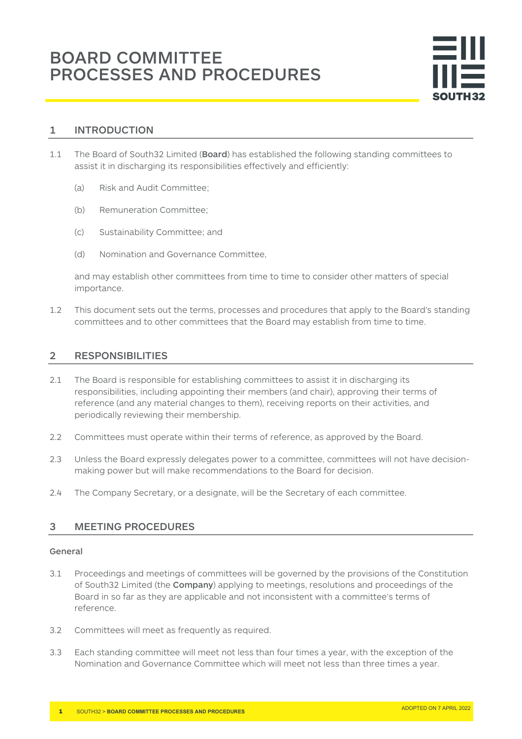# BOARD COMMITTEE PROCESSES AND PROCEDURES

## 1 INTRODUCTION

1.1 The Board of South32 Limited (**Board**) has established the following standing committees to assist it in discharging its responsibilities effectively and efficiently:

(a) Risk and Audit Committee;

(b) Remuneration Committee;

(c) Sustainability Committee; and

(d) Nomination and Governance Committee,

and may establish other committees from time to time to consider other matters of special importance.

1.2 This document sets out the terms, processes and procedures that apply to the Board's standing committees and to other committees that the Board may establish from time to time.

## 2 RESPONSIBILITIES

2.1 The Board is responsible for establishing committees to assist it in discharging its responsibilities, including appointing their members (and chair), approving their terms of reference (and any material changes to them), receiving reports on their activities, and periodically reviewing their membership.

2.2 Committees must operate within their terms of reference, as approved by the Board.

2.3 Unless the Board expressly delegates power to a committee, committees will not have decision-making power but will make recommendations to the Board for decision.

2.4 The Company Secretary, or a designate, will be the Secretary of each committee.

## 3 MEETING PROCEDURES

### General

3.1 Proceedings and meetings of committees will be governed by the provisions of the Constitution of South32 Limited (the **Company**) applying to meetings, resolutions and proceedings of the Board in so far as they are applicable and not inconsistent with a committee's terms of reference.

3.2 Committees will meet as frequently as required.

3.3 Each standing committee will meet not less than four times a year, with the exception of the Nomination and Governance Committee which will meet not less than three times a year.

ADOPTED ON 7 APRIL 2022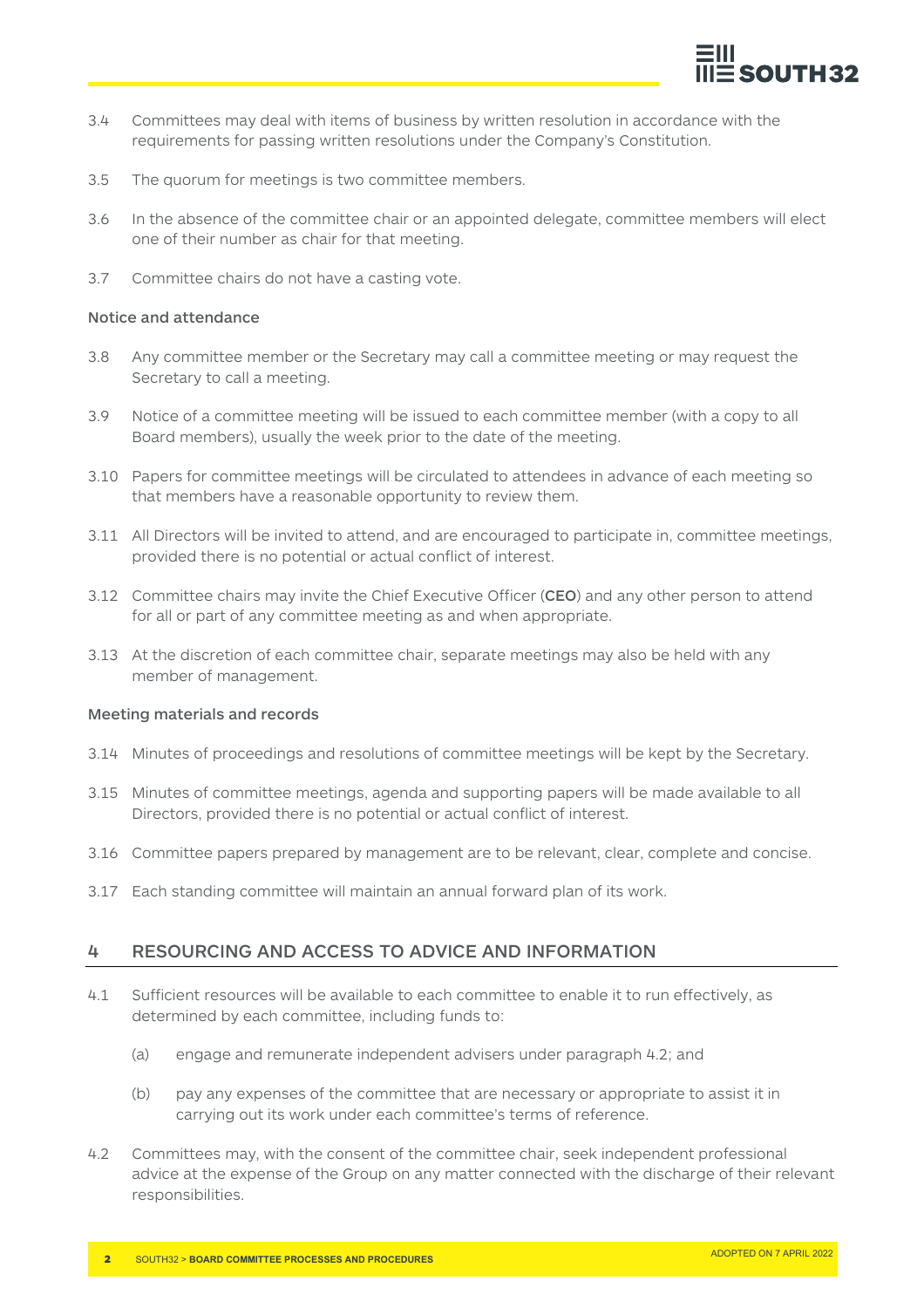3.4 Committees may deal with items of business by written resolution in accordance with the requirements for passing written resolutions under the Company's Constitution.

3.5 The quorum for meetings is two committee members.

3.6 In the absence of the committee chair or an appointed delegate, committee members will elect one of their number as chair for that meeting.

3.7 Committee chairs do not have a casting vote.

### Notice and attendance

3.8 Any committee member or the Secretary may call a committee meeting or may request the Secretary to call a meeting.

3.9 Notice of a committee meeting will be issued to each committee member (with a copy to all Board members), usually the week prior to the date of the meeting.

3.10 Papers for committee meetings will be circulated to attendees in advance of each meeting so that members have a reasonable opportunity to review them.

3.11 All Directors will be invited to attend, and are encouraged to participate in, committee meetings, provided there is no potential or actual conflict of interest.

3.12 Committee chairs may invite the Chief Executive Officer (**CEO**) and any other person to attend for all or part of any committee meeting as and when appropriate.

3.13 At the discretion of each committee chair, separate meetings may also be held with any member of management.

### Meeting materials and records

3.14 Minutes of proceedings and resolutions of committee meetings will be kept by the Secretary.

3.15 Minutes of committee meetings, agenda and supporting papers will be made available to all Directors, provided there is no potential or actual conflict of interest.

3.16 Committee papers prepared by management are to be relevant, clear, complete and concise.

3.17 Each standing committee will maintain an annual forward plan of its work.

## 4 RESOURCING AND ACCESS TO ADVICE AND INFORMATION

4.1 Sufficient resources will be available to each committee to enable it to run effectively, as determined by each committee, including funds to:

(a) engage and remunerate independent advisers under paragraph 4.2; and

(b) pay any expenses of the committee that are necessary or appropriate to assist it in carrying out its work under each committee's terms of reference.

4.2 Committees may, with the consent of the committee chair, seek independent professional advice at the expense of the Group on any matter connected with the discharge of their relevant responsibilities.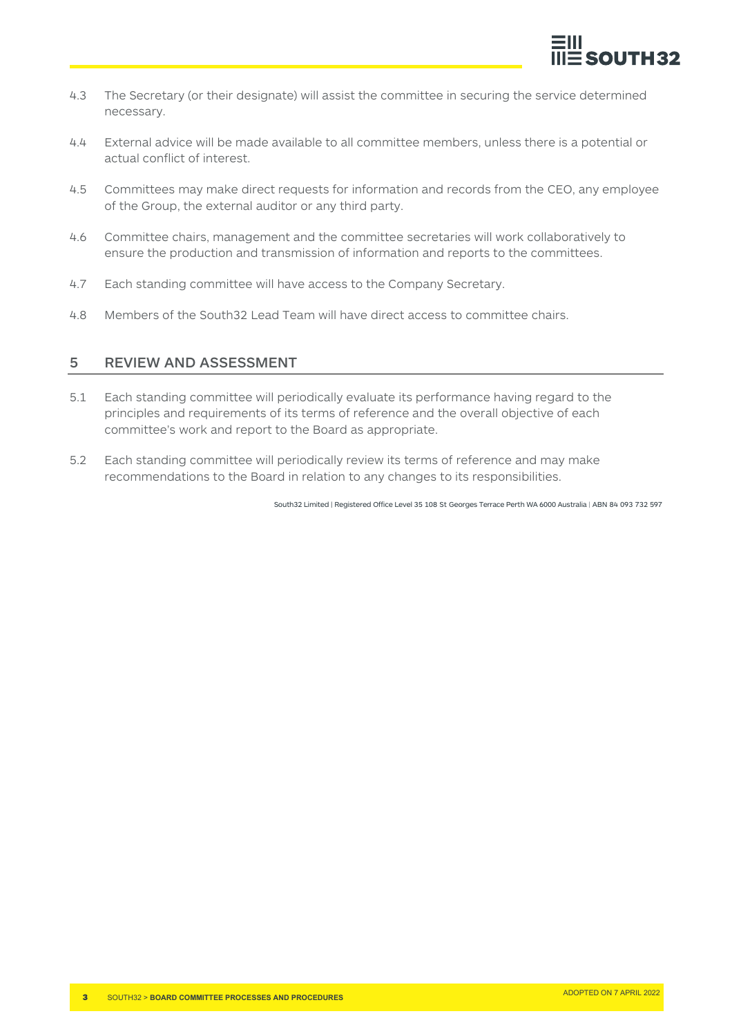4.3 The Secretary (or their designate) will assist the committee in securing the service determined necessary.

4.4 External advice will be made available to all committee members, unless there is a potential or actual conflict of interest.

4.5 Committees may make direct requests for information and records from the CEO, any employee of the Group, the external auditor or any third party.

4.6 Committee chairs, management and the committee secretaries will work collaboratively to ensure the production and transmission of information and reports to the committees.

4.7 Each standing committee will have access to the Company Secretary.

4.8 Members of the South32 Lead Team will have direct access to committee chairs.

## 5 REVIEW AND ASSESSMENT

5.1 Each standing committee will periodically evaluate its performance having regard to the principles and requirements of its terms of reference and the overall objective of each committee's work and report to the Board as appropriate.

5.2 Each standing committee will periodically review its terms of reference and may make recommendations to the Board in relation to any changes to its responsibilities.

South32 Limited | Registered Office Level 35 108 St Georges Terrace Perth WA 6000 Australia | ABN 84 093 732 597